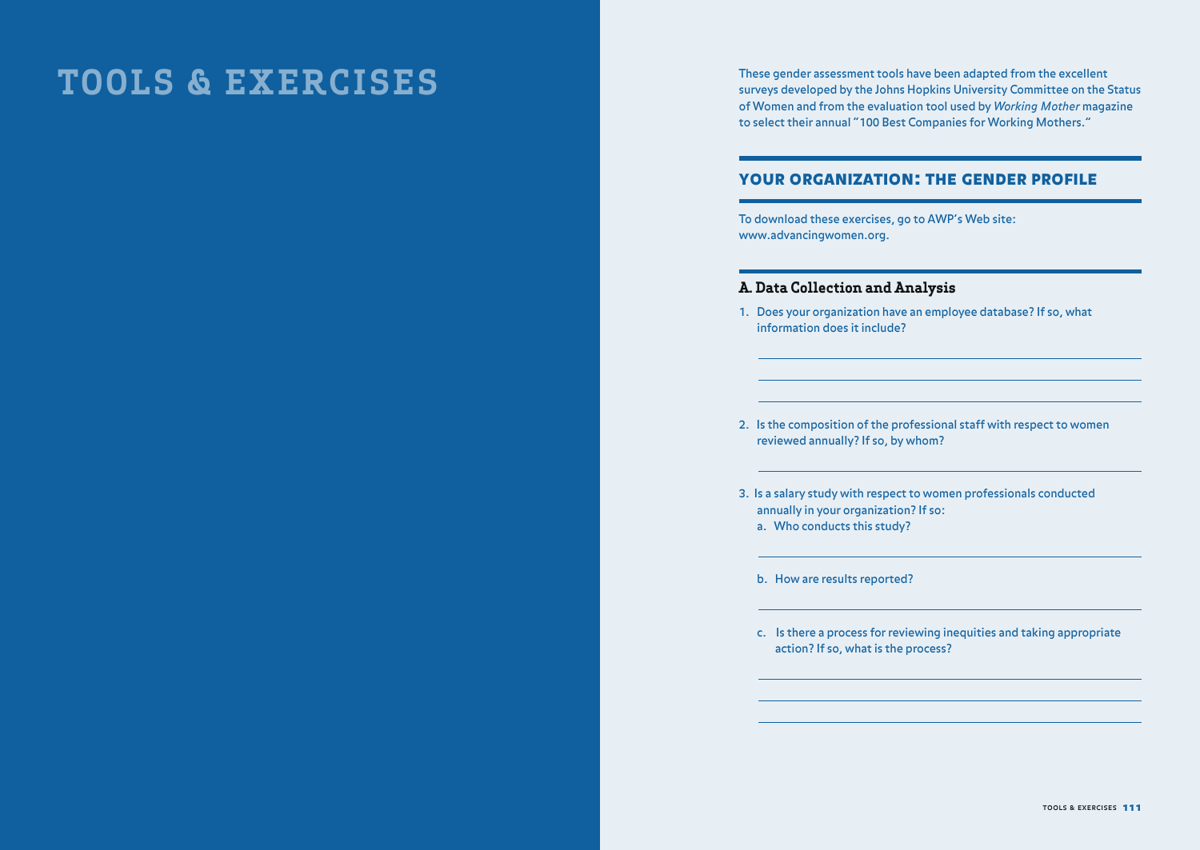# TOOLS & EXERCISES

These gender assessment tools have been adapted from the excellent surveys developed by the Johns Hopkins University Committee on the Status of Women and from the evaluation tool used by *Working Mother* magazine to select their annual "100 Best Companies for Working Mothers."

## YOUR ORGANIZATION: THE GENDER PROFILE

To download these exercises, go to AWP's Web site: www.advancingwomen.org.

### A. Data Collection and Analysis

1. Does your organization have an employee database? If so, what information does it include?

   ______________________________________________

   ______________________________________________

   ______________________________________________

2. Is the composition of the professional staff with respect to women reviewed annually? If so, by whom?

   ______________________________________________

3. Is a salary study with respect to women professionals conducted annually in your organization? If so:
   a. Who conducts this study?

      ______________________________________________

   b. How are results reported?

      ______________________________________________

   c. Is there a process for reviewing inequities and taking appropriate action? If so, what is the process?

      ______________________________________________

      ______________________________________________

      ______________________________________________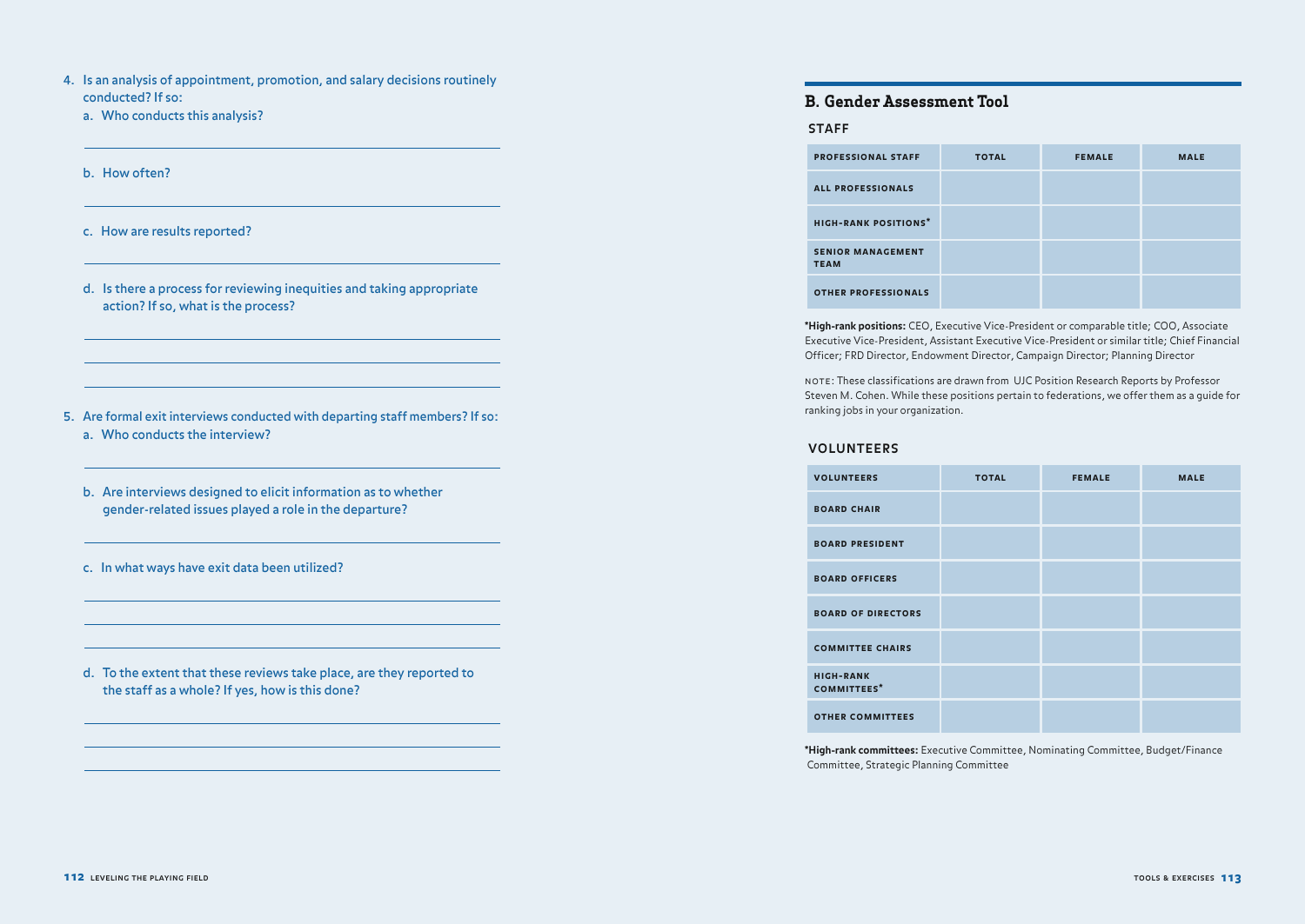4. Is an analysis of appointment, promotion, and salary decisions routinely conducted? If so:
   a. Who conducts this analysis?

   b. How often?

   c. How are results reported?

   d. Is there a process for reviewing inequities and taking appropriate action? If so, what is the process?

5. Are formal exit interviews conducted with departing staff members? If so:
   a. Who conducts the interview?

   b. Are interviews designed to elicit information as to whether gender-related issues played a role in the departure?

   c. In what ways have exit data been utilized?

   d. To the extent that these reviews take place, are they reported to the staff as a whole? If yes, how is this done?

## B. Gender Assessment Tool

### STAFF

| PROFESSIONAL STAFF | TOTAL | FEMALE | MALE |
|---|---|---|---|
| ALL PROFESSIONALS | | | |
| HIGH-RANK POSITIONS* | | | |
| SENIOR MANAGEMENT TEAM | | | |
| OTHER PROFESSIONALS | | | |

**\*High-rank positions:** CEO, Executive Vice-President or comparable title; COO, Associate Executive Vice-President, Assistant Executive Vice-President or similar title; Chief Financial Officer; FRD Director, Endowment Director, Campaign Director; Planning Director

NOTE: These classifications are drawn from UJC Position Research Reports by Professor Steven M. Cohen. While these positions pertain to federations, we offer them as a guide for ranking jobs in your organization.

### VOLUNTEERS

| VOLUNTEERS | TOTAL | FEMALE | MALE |
|---|---|---|---|
| BOARD CHAIR | | | |
| BOARD PRESIDENT | | | |
| BOARD OFFICERS | | | |
| BOARD OF DIRECTORS | | | |
| COMMITTEE CHAIRS | | | |
| HIGH-RANK COMMITTEES* | | | |
| OTHER COMMITTEES | | | |

**\*High-rank committees:** Executive Committee, Nominating Committee, Budget/Finance Committee, Strategic Planning Committee